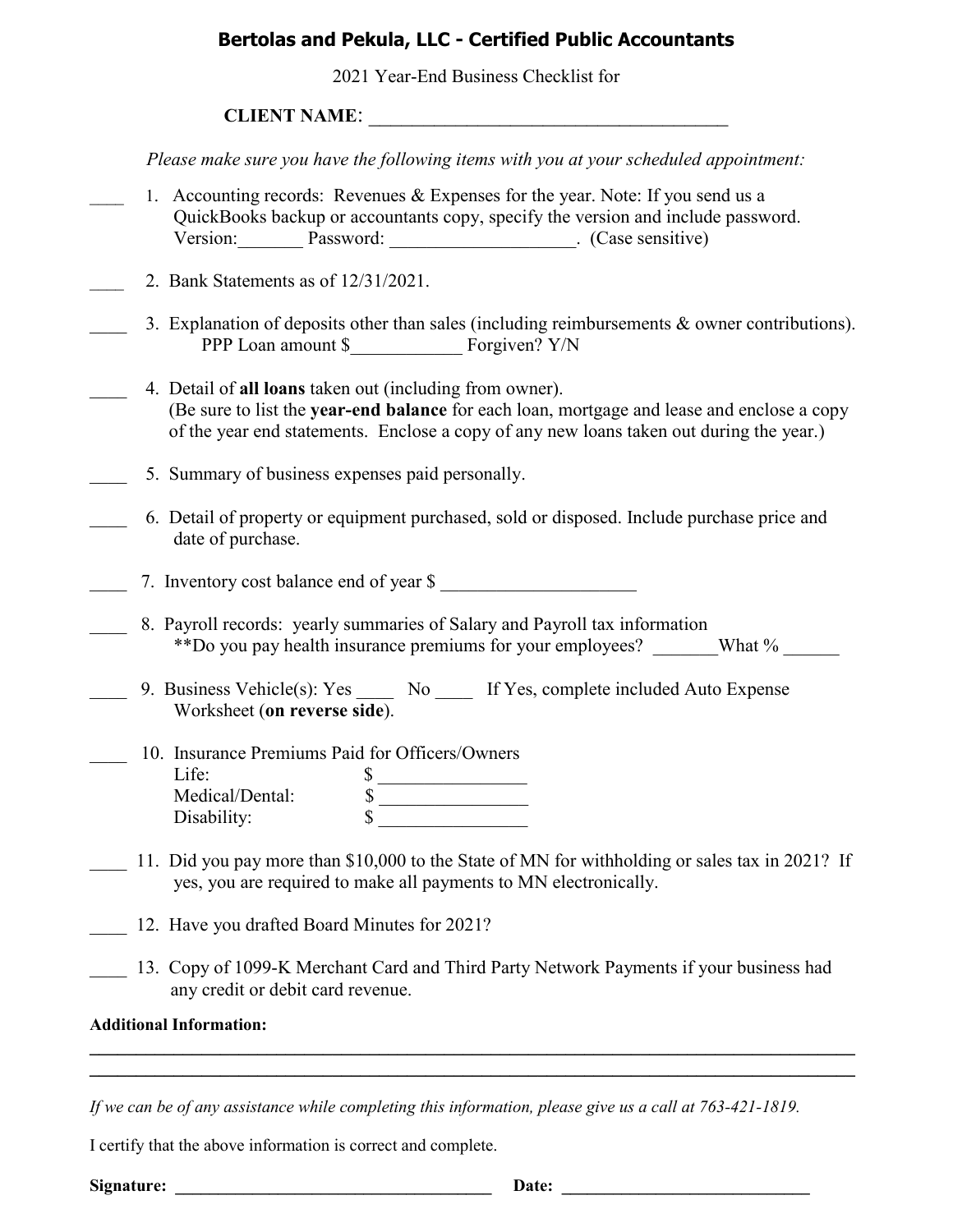## Bertolas and Pekula, LLC - Certified Public Accountants

2021 Year-End Business Checklist for

**CLIENT NAME**: ________________________________________

*Please make sure you have the following items with you at your scheduled appointment:*

____ 1. Accounting records: Revenues & Expenses for the year. Note: If you send us a QuickBooks backup or accountants copy, specify the version and include password. Version:_______ Password: ____________________. (Case sensitive)

____ 2. Bank Statements as of 12/31/2021.

____ 3. Explanation of deposits other than sales (including reimbursements & owner contributions).
PPP Loan amount $____________ Forgiven? Y/N

____ 4. Detail of **all loans** taken out (including from owner).
(Be sure to list the **year-end balance** for each loan, mortgage and lease and enclose a copy of the year end statements. Enclose a copy of any new loans taken out during the year.)

____ 5. Summary of business expenses paid personally.

____ 6. Detail of property or equipment purchased, sold or disposed. Include purchase price and date of purchase.

____ 7. Inventory cost balance end of year $ _____________________

____ 8. Payroll records: yearly summaries of Salary and Payroll tax information
**Do you pay health insurance premiums for your employees? _______What % ______

____ 9. Business Vehicle(s): Yes ____ No ____ If Yes, complete included Auto Expense Worksheet (**on reverse side**).

____ 10. Insurance Premiums Paid for Officers/Owners
Life: $ ________________
Medical/Dental: $ ________________
Disability: $ ________________

____ 11. Did you pay more than $10,000 to the State of MN for withholding or sales tax in 2021? If yes, you are required to make all payments to MN electronically.

____ 12. Have you drafted Board Minutes for 2021?

____ 13. Copy of 1099-K Merchant Card and Third Party Network Payments if your business had any credit or debit card revenue.

**Additional Information:**

________________________________________________________________________________

________________________________________________________________________________

*If we can be of any assistance while completing this information, please give us a call at 763-421-1819.*

I certify that the above information is correct and complete.

**Signature:** _____________________________________ **Date:** _____________________________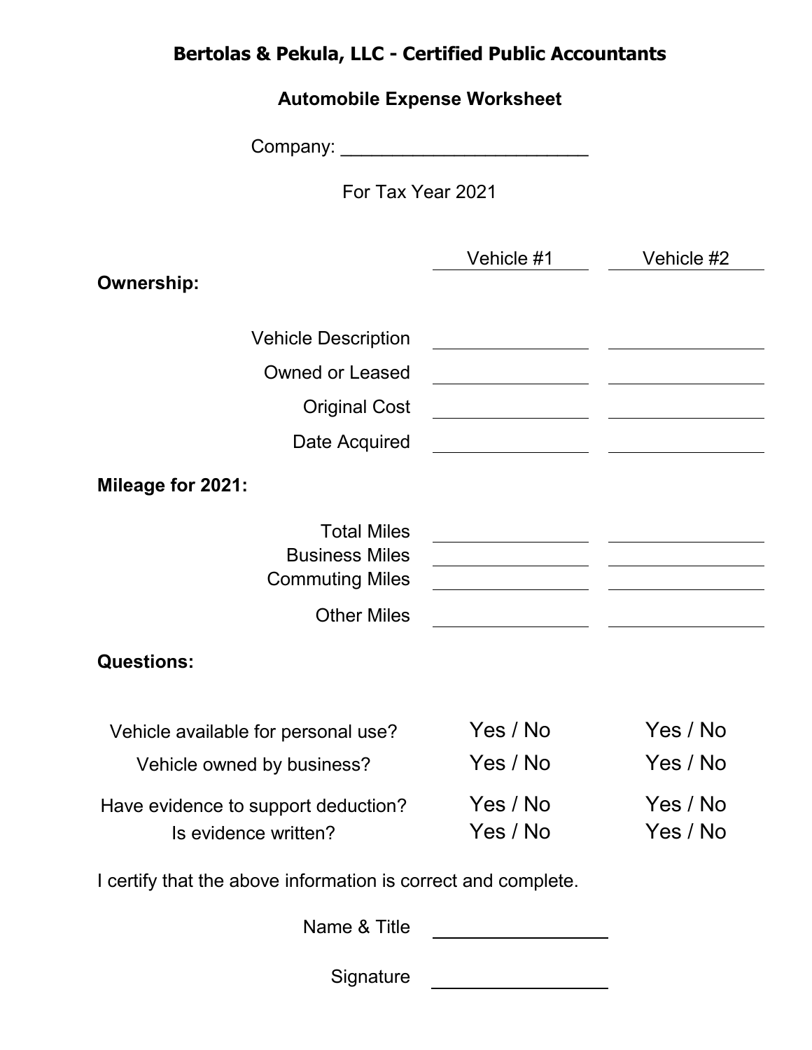# Bertolas & Pekula, LLC - Certified Public Accountants

## Automobile Expense Worksheet

Company: ________________________

For Tax Year 2021

| | Vehicle #1 | Vehicle #2 |
|---|---|---|
| **Ownership:** | | |
| Vehicle Description | | |
| Owned or Leased | | |
| Original Cost | | |
| Date Acquired | | |
| **Mileage for 2021:** | | |
| Total Miles | | |
| Business Miles | | |
| Commuting Miles | | |
| Other Miles | | |
| **Questions:** | | |
| Vehicle available for personal use? | Yes / No | Yes / No |
| Vehicle owned by business? | Yes / No | Yes / No |
| Have evidence to support deduction? | Yes / No | Yes / No |
| Is evidence written? | Yes / No | Yes / No |

I certify that the above information is correct and complete.

Name & Title ________________

Signature ________________